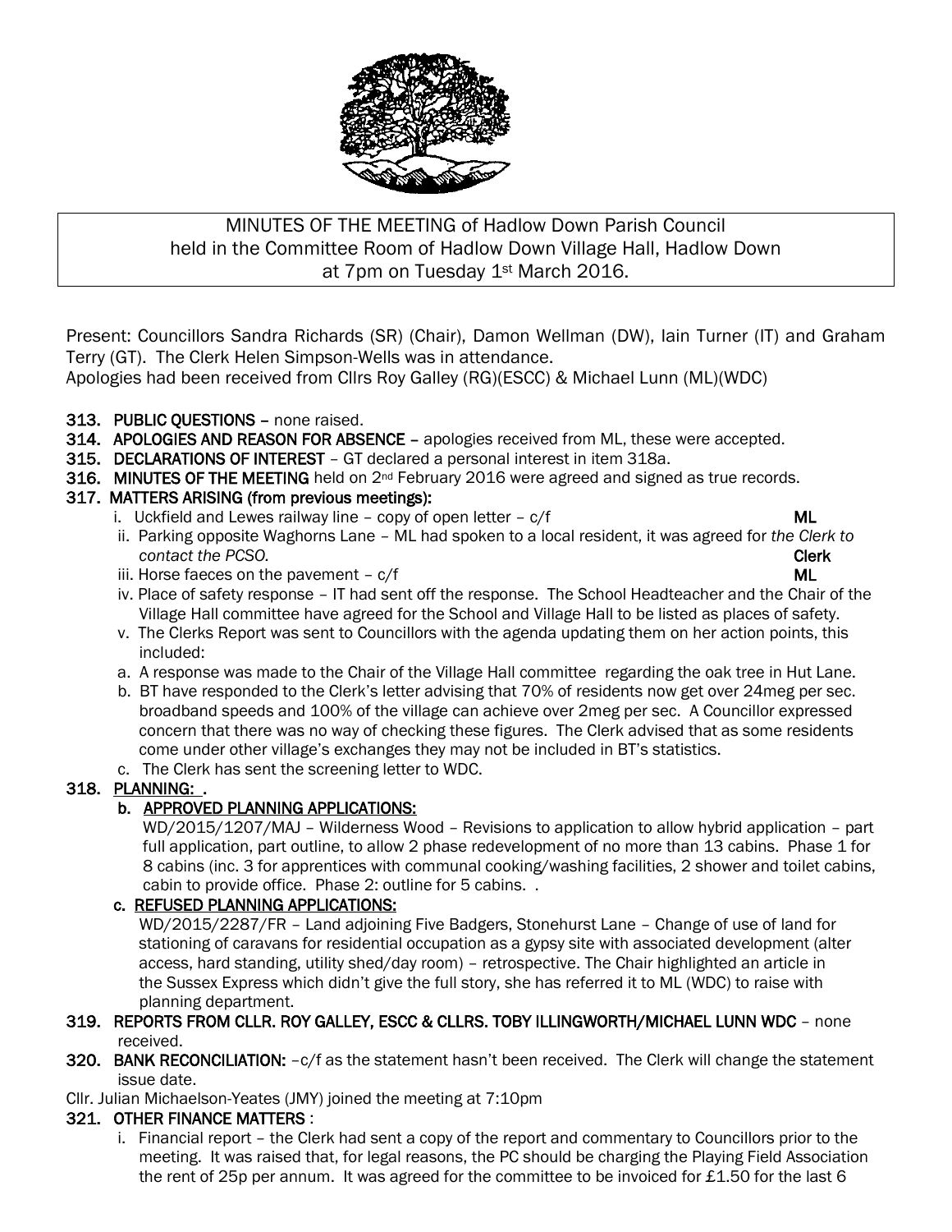MINUTES OF THE MEETING of Hadlow Down Parish Council held in the Committee Room of Hadlow Down Village Hall, Hadlow Down at 7pm on Tuesday 1st March 2016.

Present: Councillors Sandra Richards (SR) (Chair), Damon Wellman (DW), Iain Turner (IT) and Graham Terry (GT). The Clerk Helen Simpson-Wells was in attendance.
Apologies had been received from Cllrs Roy Galley (RG)(ESCC) & Michael Lunn (ML)(WDC)

**313. PUBLIC QUESTIONS** – none raised.

**314. APOLOGIES AND REASON FOR ABSENCE** – apologies received from ML, these were accepted.

**315. DECLARATIONS OF INTEREST** – GT declared a personal interest in item 318a.

**316. MINUTES OF THE MEETING** held on 2nd February 2016 were agreed and signed as true records.

**317. MATTERS ARISING (from previous meetings):**

i. Uckfield and Lewes railway line – copy of open letter – c/f **ML**

ii. Parking opposite Waghorns Lane – ML had spoken to a local resident, it was agreed for *the Clerk to contact the PCSO.* **Clerk**

iii. Horse faeces on the pavement – c/f **ML**

iv. Place of safety response – IT had sent off the response. The School Headteacher and the Chair of the Village Hall committee have agreed for the School and Village Hall to be listed as places of safety.

v. The Clerks Report was sent to Councillors with the agenda updating them on her action points, this included:

a. A response was made to the Chair of the Village Hall committee regarding the oak tree in Hut Lane.

b. BT have responded to the Clerk's letter advising that 70% of residents now get over 24meg per sec. broadband speeds and 100% of the village can achieve over 2meg per sec. A Councillor expressed concern that there was no way of checking these figures. The Clerk advised that as some residents come under other village's exchanges they may not be included in BT's statistics.

c. The Clerk has sent the screening letter to WDC.

**318. PLANNING: .**

**b. APPROVED PLANNING APPLICATIONS:**

WD/2015/1207/MAJ – Wilderness Wood – Revisions to application to allow hybrid application – part full application, part outline, to allow 2 phase redevelopment of no more than 13 cabins. Phase 1 for 8 cabins (inc. 3 for apprentices with communal cooking/washing facilities, 2 shower and toilet cabins, cabin to provide office. Phase 2: outline for 5 cabins. .

**c. REFUSED PLANNING APPLICATIONS:**

WD/2015/2287/FR – Land adjoining Five Badgers, Stonehurst Lane – Change of use of land for stationing of caravans for residential occupation as a gypsy site with associated development (alter access, hard standing, utility shed/day room) – retrospective. The Chair highlighted an article in the Sussex Express which didn't give the full story, she has referred it to ML (WDC) to raise with planning department.

**319. REPORTS FROM CLLR. ROY GALLEY, ESCC & CLLRS. TOBY ILLINGWORTH/MICHAEL LUNN WDC** – none received.

**320. BANK RECONCILIATION:** –c/f as the statement hasn't been received. The Clerk will change the statement issue date.

Cllr. Julian Michaelson-Yeates (JMY) joined the meeting at 7:10pm

**321. OTHER FINANCE MATTERS** :

i. Financial report – the Clerk had sent a copy of the report and commentary to Councillors prior to the meeting. It was raised that, for legal reasons, the PC should be charging the Playing Field Association the rent of 25p per annum. It was agreed for the committee to be invoiced for £1.50 for the last 6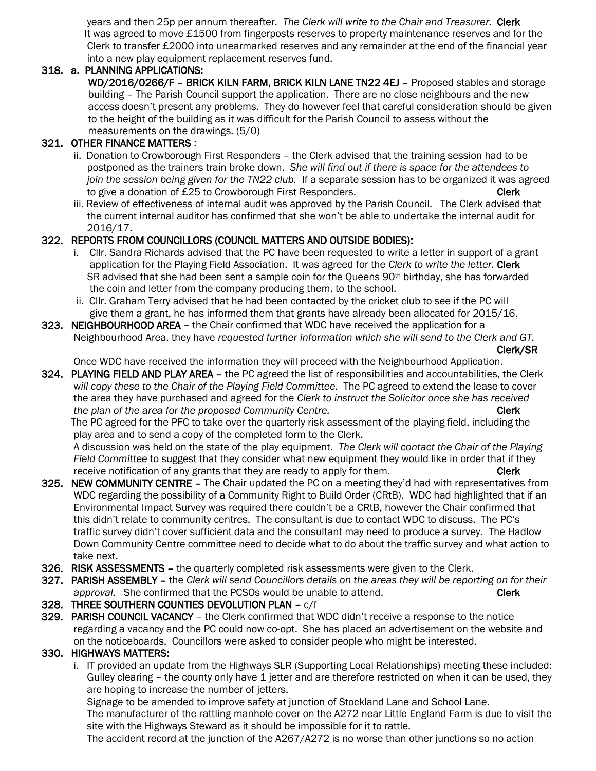years and then 25p per annum thereafter. *The Clerk will write to the Chair and Treasurer.* **Clerk**
It was agreed to move £1500 from fingerposts reserves to property maintenance reserves and for the Clerk to transfer £2000 into unearmarked reserves and any remainder at the end of the financial year into a new play equipment replacement reserves fund.

**318. a. PLANNING APPLICATIONS:**

**WD/2016/0266/F – BRICK KILN FARM, BRICK KILN LANE TN22 4EJ –** Proposed stables and storage building – The Parish Council support the application. There are no close neighbours and the new access doesn't present any problems. They do however feel that careful consideration should be given to the height of the building as it was difficult for the Parish Council to assess without the measurements on the drawings. (5/0)

**321. OTHER FINANCE MATTERS** :

ii. Donation to Crowborough First Responders – the Clerk advised that the training session had to be postponed as the trainers train broke down. *She will find out if there is space for the attendees to join the session being given for the TN22 club.* If a separate session has to be organized it was agreed to give a donation of £25 to Crowborough First Responders. **Clerk**

iii. Review of effectiveness of internal audit was approved by the Parish Council. The Clerk advised that the current internal auditor has confirmed that she won't be able to undertake the internal audit for 2016/17.

**322. REPORTS FROM COUNCILLORS (COUNCIL MATTERS AND OUTSIDE BODIES):**

i. Cllr. Sandra Richards advised that the PC have been requested to write a letter in support of a grant application for the Playing Field Association. It was agreed for the *Clerk to write the letter.* **Clerk**
SR advised that she had been sent a sample coin for the Queens 90th birthday, she has forwarded the coin and letter from the company producing them, to the school.

ii. Cllr. Graham Terry advised that he had been contacted by the cricket club to see if the PC will give them a grant, he has informed them that grants have already been allocated for 2015/16.

**323. NEIGHBOURHOOD AREA** – the Chair confirmed that WDC have received the application for a Neighbourhood Area, they have *requested further information which she will send to the Clerk and GT.* **Clerk/SR**
Once WDC have received the information they will proceed with the Neighbourhood Application.

**324. PLAYING FIELD AND PLAY AREA –** the PC agreed the list of responsibilities and accountabilities, the Clerk *will copy these to the Chair of the Playing Field Committee.* The PC agreed to extend the lease to cover the area they have purchased and agreed for the *Clerk to instruct the Solicitor once she has received the plan of the area for the proposed Community Centre.* **Clerk**
The PC agreed for the PFC to take over the quarterly risk assessment of the playing field, including the play area and to send a copy of the completed form to the Clerk.
A discussion was held on the state of the play equipment. *The Clerk will contact the Chair of the Playing Field Committee* to suggest that they consider what new equipment they would like in order that if they receive notification of any grants that they are ready to apply for them. **Clerk**

**325. NEW COMMUNITY CENTRE –** The Chair updated the PC on a meeting they'd had with representatives from WDC regarding the possibility of a Community Right to Build Order (CRtB). WDC had highlighted that if an Environmental Impact Survey was required there couldn't be a CRtB, however the Chair confirmed that this didn't relate to community centres. The consultant is due to contact WDC to discuss. The PC's traffic survey didn't cover sufficient data and the consultant may need to produce a survey. The Hadlow Down Community Centre committee need to decide what to do about the traffic survey and what action to take next.

**326. RISK ASSESSMENTS –** the quarterly completed risk assessments were given to the Clerk.

**327. PARISH ASSEMBLY –** the *Clerk will send Councillors details on the areas they will be reporting on for their approval.* She confirmed that the PCSOs would be unable to attend. **Clerk**

**328. THREE SOUTHERN COUNTIES DEVOLUTION PLAN –** c/f

**329. PARISH COUNCIL VACANCY** – the Clerk confirmed that WDC didn't receive a response to the notice regarding a vacancy and the PC could now co-opt. She has placed an advertisement on the website and on the noticeboards, Councillors were asked to consider people who might be interested.

**330. HIGHWAYS MATTERS:**

i. IT provided an update from the Highways SLR (Supporting Local Relationships) meeting these included:
Gulley clearing – the county only have 1 jetter and are therefore restricted on when it can be used, they are hoping to increase the number of jetters.
Signage to be amended to improve safety at junction of Stockland Lane and School Lane.
The manufacturer of the rattling manhole cover on the A272 near Little England Farm is due to visit the site with the Highways Steward as it should be impossible for it to rattle.
The accident record at the junction of the A267/A272 is no worse than other junctions so no action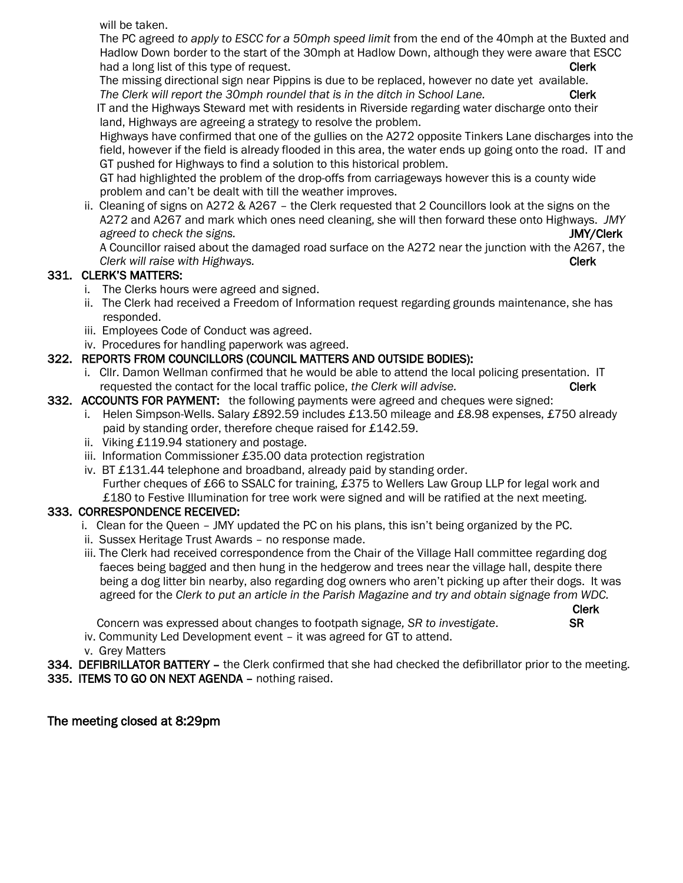will be taken.

The PC agreed *to apply to ESCC for a 50mph speed limit* from the end of the 40mph at the Buxted and Hadlow Down border to the start of the 30mph at Hadlow Down, although they were aware that ESCC had a long list of this type of request. **Clerk**

The missing directional sign near Pippins is due to be replaced, however no date yet available.

*The Clerk will report the 30mph roundel that is in the ditch in School Lane.* **Clerk**

IT and the Highways Steward met with residents in Riverside regarding water discharge onto their land, Highways are agreeing a strategy to resolve the problem.

Highways have confirmed that one of the gullies on the A272 opposite Tinkers Lane discharges into the field, however if the field is already flooded in this area, the water ends up going onto the road. IT and GT pushed for Highways to find a solution to this historical problem.

GT had highlighted the problem of the drop-offs from carriageways however this is a county wide problem and can't be dealt with till the weather improves.

ii. Cleaning of signs on A272 & A267 – the Clerk requested that 2 Councillors look at the signs on the A272 and A267 and mark which ones need cleaning, she will then forward these onto Highways. *JMY agreed to check the signs.* **JMY/Clerk**

A Councillor raised about the damaged road surface on the A272 near the junction with the A267, the *Clerk will raise with Highways.* **Clerk**

**331. CLERK'S MATTERS:**

i. The Clerks hours were agreed and signed.
ii. The Clerk had received a Freedom of Information request regarding grounds maintenance, she has responded.
iii. Employees Code of Conduct was agreed.
iv. Procedures for handling paperwork was agreed.

**322. REPORTS FROM COUNCILLORS (COUNCIL MATTERS AND OUTSIDE BODIES):**

i. Cllr. Damon Wellman confirmed that he would be able to attend the local policing presentation. IT requested the contact for the local traffic police, *the Clerk will advise.* **Clerk**

**332. ACCOUNTS FOR PAYMENT:** the following payments were agreed and cheques were signed:

i. Helen Simpson-Wells. Salary £892.59 includes £13.50 mileage and £8.98 expenses, £750 already paid by standing order, therefore cheque raised for £142.59.
ii. Viking £119.94 stationery and postage.
iii. Information Commissioner £35.00 data protection registration
iv. BT £131.44 telephone and broadband, already paid by standing order.

Further cheques of £66 to SSALC for training, £375 to Wellers Law Group LLP for legal work and £180 to Festive Illumination for tree work were signed and will be ratified at the next meeting.

**333. CORRESPONDENCE RECEIVED:**

i. Clean for the Queen – JMY updated the PC on his plans, this isn't being organized by the PC.
ii. Sussex Heritage Trust Awards – no response made.
iii. The Clerk had received correspondence from the Chair of the Village Hall committee regarding dog faeces being bagged and then hung in the hedgerow and trees near the village hall, despite there being a dog litter bin nearby, also regarding dog owners who aren't picking up after their dogs. It was agreed for the *Clerk to put an article in the Parish Magazine and try and obtain signage from WDC.* **Clerk**

Concern was expressed about changes to footpath signage, *SR to investigate*. **SR**

iv. Community Led Development event – it was agreed for GT to attend.
v. Grey Matters

**334. DEFIBRILLATOR BATTERY –** the Clerk confirmed that she had checked the defibrillator prior to the meeting.

**335. ITEMS TO GO ON NEXT AGENDA –** nothing raised.

**The meeting closed at 8:29pm**